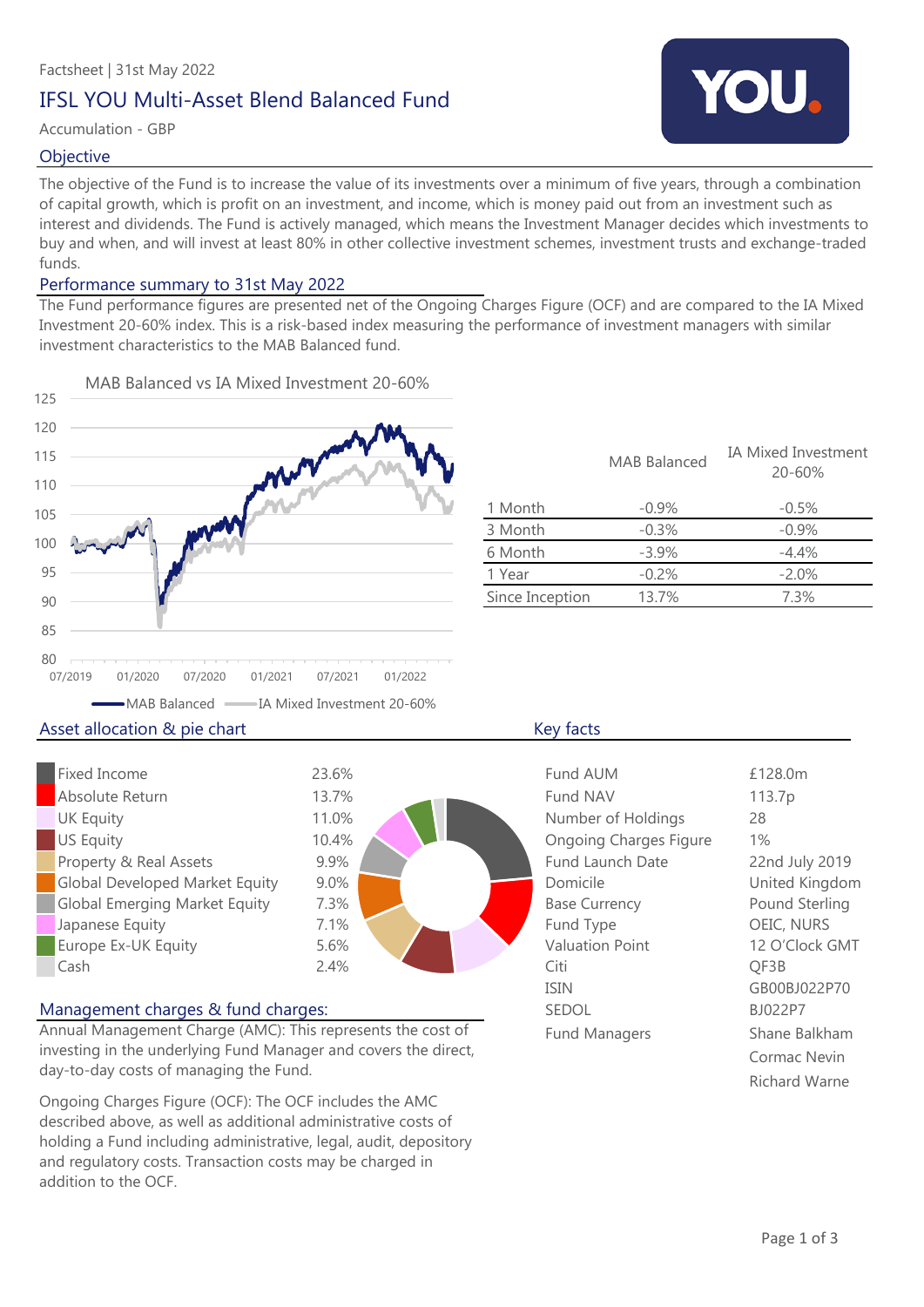Factsheet | 31st May 2022

# IFSL YOU Multi-Asset Blend Balanced Fund

Accumulation - GBP

## Objective

The objective of the Fund is to increase the value of its investments over a minimum of five years, through a combination of capital growth, which is profit on an investment, and income, which is money paid out from an investment such as interest and dividends. The Fund is actively managed, which means the Investment Manager decides which investments to buy and when, and will invest at least 80% in other collective investment schemes, investment trusts and exchange-traded funds.

## Performance summary to 31st May 2022

The Fund performance figures are presented net of the Ongoing Charges Figure (OCF) and are compared to the IA Mixed Investment 20-60% index. This is a risk-based index measuring the performance of investment managers with similar investment characteristics to the MAB Balanced fund.

MAB Balanced vs IA Mixed Investment 20-60%

| | MAB Balanced | IA Mixed Investment 20-60% |
|---|---|---|
| 1 Month | -0.9% | -0.5% |
| 3 Month | -0.3% | -0.9% |
| 6 Month | -3.9% | -4.4% |
| 1 Year | -0.2% | -2.0% |
| Since Inception | 13.7% | 7.3% |

## Asset allocation & pie chart

| Asset | Allocation |
|---|---|
| Fixed Income | 23.6% |
| Absolute Return | 13.7% |
| UK Equity | 11.0% |
| US Equity | 10.4% |
| Property & Real Assets | 9.9% |
| Global Developed Market Equity | 9.0% |
| Global Emerging Market Equity | 7.3% |
| Japanese Equity | 7.1% |
| Europe Ex-UK Equity | 5.6% |
| Cash | 2.4% |

## Key facts

| | |
|---|---|
| Fund AUM | £128.0m |
| Fund NAV | 113.7p |
| Number of Holdings | 28 |
| Ongoing Charges Figure | 1% |
| Fund Launch Date | 22nd July 2019 |
| Domicile | United Kingdom |
| Base Currency | Pound Sterling |
| Fund Type | OEIC, NURS |
| Valuation Point | 12 O'Clock GMT |
| Citi | QF3B |
| ISIN | GB00BJ022P70 |
| SEDOL | BJ022P7 |
| Fund Managers | Shane Balkham<br>Cormac Nevin<br>Richard Warne |

## Management charges & fund charges:

Annual Management Charge (AMC): This represents the cost of investing in the underlying Fund Manager and covers the direct, day-to-day costs of managing the Fund.

Ongoing Charges Figure (OCF): The OCF includes the AMC described above, as well as additional administrative costs of holding a Fund including administrative, legal, audit, depository and regulatory costs. Transaction costs may be charged in addition to the OCF.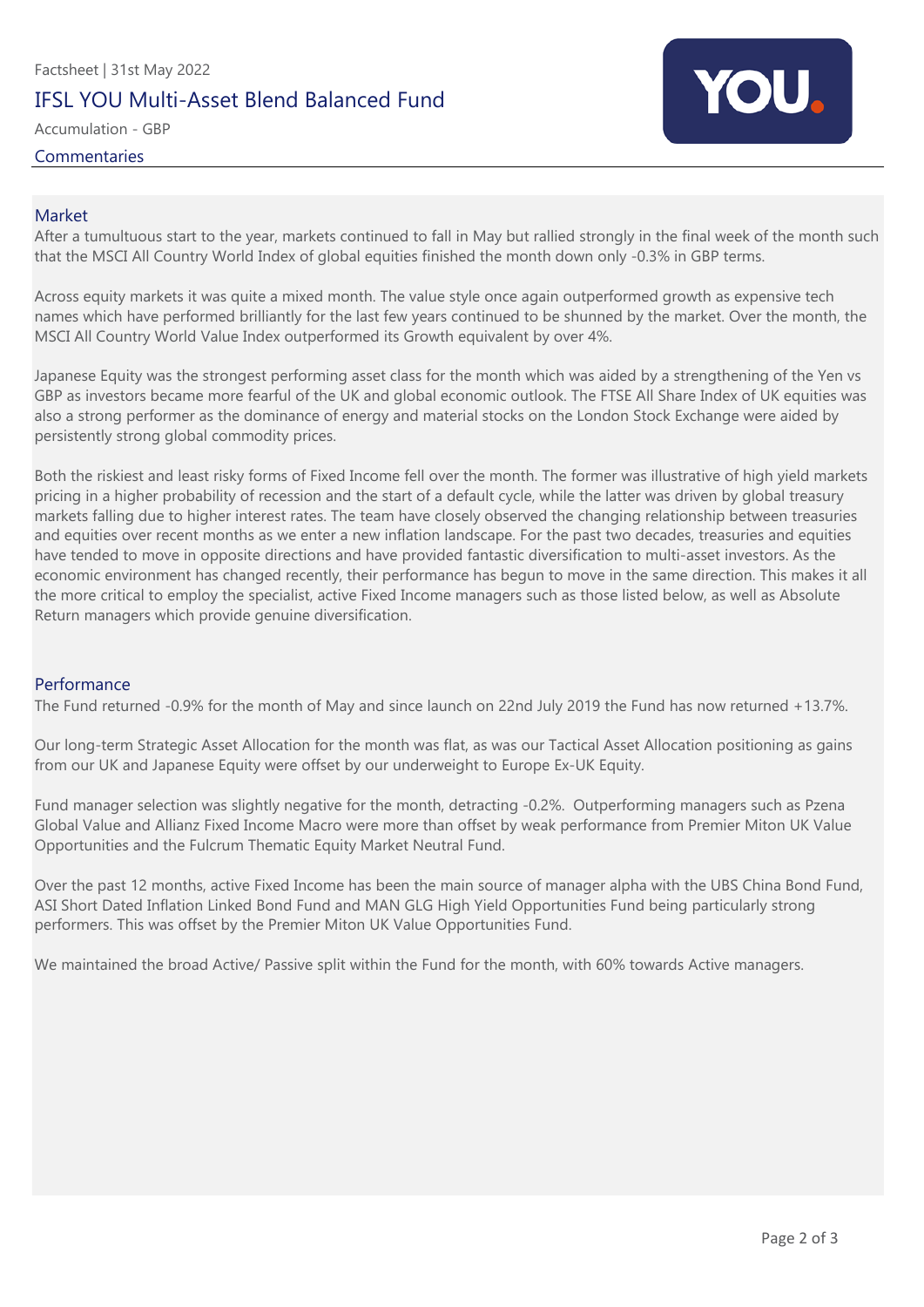Factsheet | 31st May 2022

# IFSL YOU Multi-Asset Blend Balanced Fund

Accumulation - GBP

## Commentaries

### Market

After a tumultuous start to the year, markets continued to fall in May but rallied strongly in the final week of the month such that the MSCI All Country World Index of global equities finished the month down only -0.3% in GBP terms.

Across equity markets it was quite a mixed month. The value style once again outperformed growth as expensive tech names which have performed brilliantly for the last few years continued to be shunned by the market. Over the month, the MSCI All Country World Value Index outperformed its Growth equivalent by over 4%.

Japanese Equity was the strongest performing asset class for the month which was aided by a strengthening of the Yen vs GBP as investors became more fearful of the UK and global economic outlook. The FTSE All Share Index of UK equities was also a strong performer as the dominance of energy and material stocks on the London Stock Exchange were aided by persistently strong global commodity prices.

Both the riskiest and least risky forms of Fixed Income fell over the month. The former was illustrative of high yield markets pricing in a higher probability of recession and the start of a default cycle, while the latter was driven by global treasury markets falling due to higher interest rates. The team have closely observed the changing relationship between treasuries and equities over recent months as we enter a new inflation landscape. For the past two decades, treasuries and equities have tended to move in opposite directions and have provided fantastic diversification to multi-asset investors. As the economic environment has changed recently, their performance has begun to move in the same direction. This makes it all the more critical to employ the specialist, active Fixed Income managers such as those listed below, as well as Absolute Return managers which provide genuine diversification.

### Performance

The Fund returned -0.9% for the month of May and since launch on 22nd July 2019 the Fund has now returned +13.7%.

Our long-term Strategic Asset Allocation for the month was flat, as was our Tactical Asset Allocation positioning as gains from our UK and Japanese Equity were offset by our underweight to Europe Ex-UK Equity.

Fund manager selection was slightly negative for the month, detracting -0.2%. Outperforming managers such as Pzena Global Value and Allianz Fixed Income Macro were more than offset by weak performance from Premier Miton UK Value Opportunities and the Fulcrum Thematic Equity Market Neutral Fund.

Over the past 12 months, active Fixed Income has been the main source of manager alpha with the UBS China Bond Fund, ASI Short Dated Inflation Linked Bond Fund and MAN GLG High Yield Opportunities Fund being particularly strong performers. This was offset by the Premier Miton UK Value Opportunities Fund.

We maintained the broad Active/ Passive split within the Fund for the month, with 60% towards Active managers.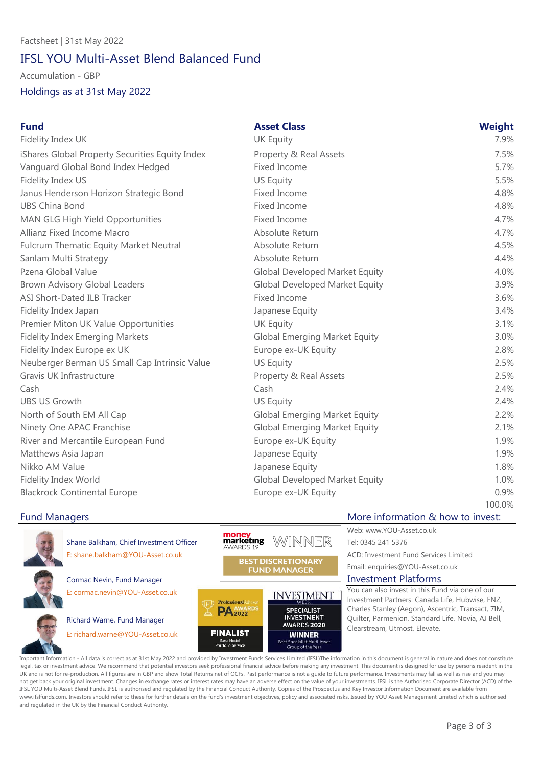Factsheet | 31st May 2022

# IFSL YOU Multi-Asset Blend Balanced Fund

Accumulation - GBP

## Holdings as at 31st May 2022

| Fund | Asset Class | Weight |
|---|---|---|
| Fidelity Index UK | UK Equity | 7.9% |
| iShares Global Property Securities Equity Index | Property & Real Assets | 7.5% |
| Vanguard Global Bond Index Hedged | Fixed Income | 5.7% |
| Fidelity Index US | US Equity | 5.5% |
| Janus Henderson Horizon Strategic Bond | Fixed Income | 4.8% |
| UBS China Bond | Fixed Income | 4.8% |
| MAN GLG High Yield Opportunities | Fixed Income | 4.7% |
| Allianz Fixed Income Macro | Absolute Return | 4.7% |
| Fulcrum Thematic Equity Market Neutral | Absolute Return | 4.5% |
| Sanlam Multi Strategy | Absolute Return | 4.4% |
| Pzena Global Value | Global Developed Market Equity | 4.0% |
| Brown Advisory Global Leaders | Global Developed Market Equity | 3.9% |
| ASI Short-Dated ILB Tracker | Fixed Income | 3.6% |
| Fidelity Index Japan | Japanese Equity | 3.4% |
| Premier Miton UK Value Opportunities | UK Equity | 3.1% |
| Fidelity Index Emerging Markets | Global Emerging Market Equity | 3.0% |
| Fidelity Index Europe ex UK | Europe ex-UK Equity | 2.8% |
| Neuberger Berman US Small Cap Intrinsic Value | US Equity | 2.5% |
| Gravis UK Infrastructure | Property & Real Assets | 2.5% |
| Cash | Cash | 2.4% |
| UBS US Growth | US Equity | 2.4% |
| North of South EM All Cap | Global Emerging Market Equity | 2.2% |
| Ninety One APAC Franchise | Global Emerging Market Equity | 2.1% |
| River and Mercantile European Fund | Europe ex-UK Equity | 1.9% |
| Matthews Asia Japan | Japanese Equity | 1.9% |
| Nikko AM Value | Japanese Equity | 1.8% |
| Fidelity Index World | Global Developed Market Equity | 1.0% |
| Blackrock Continental Europe | Europe ex-UK Equity | 0.9% |
| | | 100.0% |

## Fund Managers

Shane Balkham, Chief Investment Officer
E: shane.balkham@YOU-Asset.co.uk

Cormac Nevin, Fund Manager
E: cormac.nevin@YOU-Asset.co.uk

Richard Warne, Fund Manager
E: richard.warne@YOU-Asset.co.uk

money marketing AWARDS 19 WINNER
BEST DISCRETIONARY FUND MANAGER

Professional Adviser PA AWARDS 2022
FINALIST
Best Model Portfolio Service

INVESTMENT WEEK
SPECIALIST INVESTMENT AWARDS 2020
WINNER
Best Specialist Multi-Asset Group of the Year

## More information & how to invest:

Web: www.YOU-Asset.co.uk

Tel: 0345 241 5376

ACD: Investment Fund Services Limited

Email: enquiries@YOU-Asset.co.uk

## Investment Platforms

You can also invest in this Fund via one of our Investment Partners: Canada Life, Hubwise, FNZ, Charles Stanley (Aegon), Ascentric, Transact, 7IM, Quilter, Parmenion, Standard Life, Novia, AJ Bell, Clearstream, Utmost, Elevate.

Important Information - All data is correct as at 31st May 2022 and provided by Investment Funds Services Limited (IFSL)The information in this document is general in nature and does not constitute legal, tax or investment advice. We recommend that potential investors seek professional financial advice before making any investment. This document is designed for use by persons resident in the UK and is not for re-production. All figures are in GBP and show Total Returns net of OCFs. Past performance is not a guide to future performance. Investments may fall as well as rise and you may not get back your original investment. Changes in exchange rates or interest rates may have an adverse effect on the value of your investments. IFSL is the Authorised Corporate Director (ACD) of the IFSL YOU Multi-Asset Blend Funds. IFSL is authorised and regulated by the Financial Conduct Authority. Copies of the Prospectus and Key Investor Information Document are available from www.ifslfunds.com. Investors should refer to these for further details on the fund's investment objectives, policy and associated risks. Issued by YOU Asset Management Limited which is authorised and regulated in the UK by the Financial Conduct Authority.